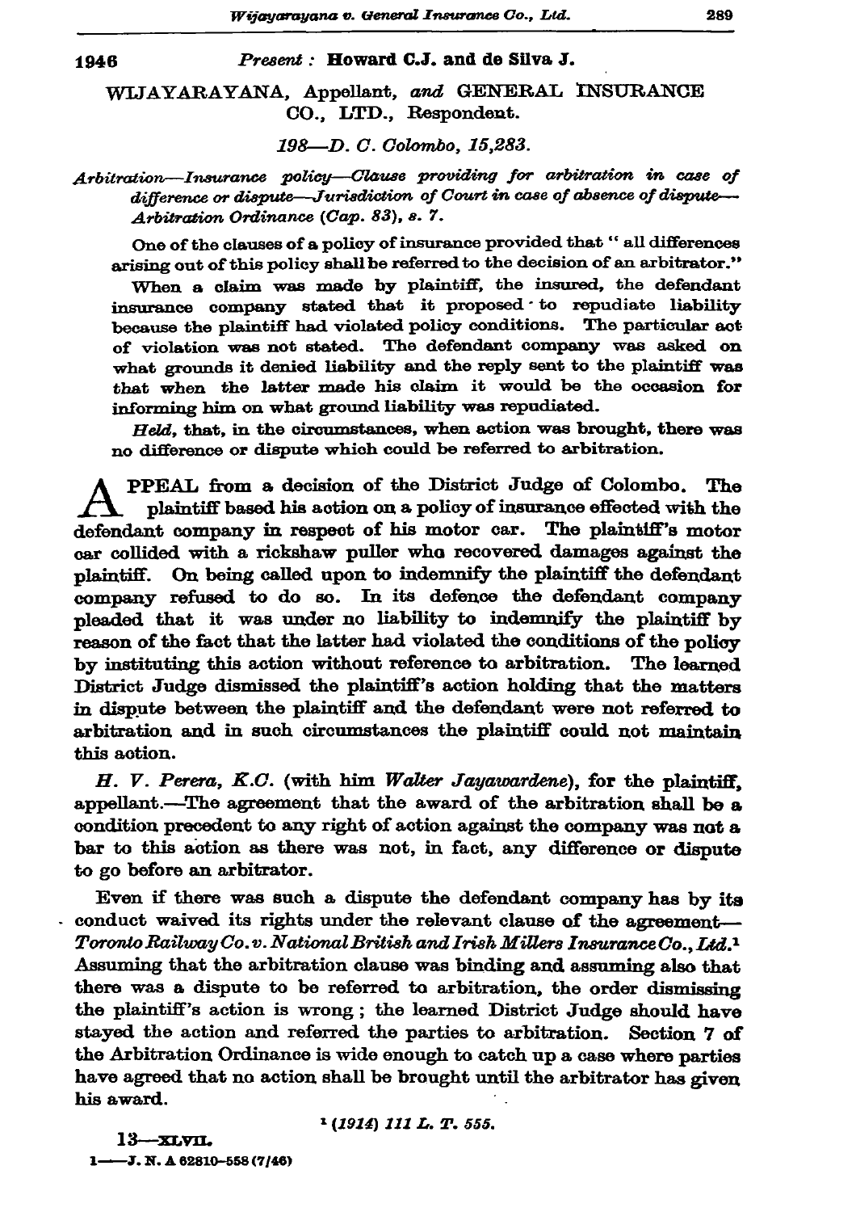1946 *Present* : **Howard C.J. and de Silva J.**

WIJAYARAYANA, Appellant, *and* GENERAL INSURANCE CO., LTD., Respondent.

*198—D. C. Colombo, 15,283.*

*Arbitration—Insurance policy—Clause providing for arbitration in case of difference or dispute—Jurisdiction of Court in case of absence of dispute—Arbitration Ordinance (Cap. 83), s. 7.*

One of the clauses of a policy of insurance provided that " all differences arising out of this policy shall be referred to the decision of an arbitrator."

When a claim was made by plaintiff, the insured, the defendant insurance company stated that it proposed to repudiate liability because the plaintiff had violated policy conditions. The particular act of violation was not stated. The defendant company was asked on what grounds it denied liability and the reply sent to the plaintiff was that when the latter made his claim it would be the occasion for informing him on what ground liability was repudiated.

*Held*, that, in the circumstances, when action was brought, there was no difference or dispute which could be referred to arbitration.

APPEAL from a decision of the District Judge of Colombo. The plaintiff based his action on a policy of insurance effected with the defendant company in respect of his motor car. The plaintiff's motor car collided with a rickshaw puller who recovered damages against the plaintiff. On being called upon to indemnify the plaintiff the defendant company refused to do so. In its defence the defendant company pleaded that it was under no liability to indemnify the plaintiff by reason of the fact that the latter had violated the conditions of the policy by instituting this action without reference to arbitration. The learned District Judge dismissed the plaintiff's action holding that the matters in dispute between the plaintiff and the defendant were not referred to arbitration and in such circumstances the plaintiff could not maintain this action.

*H. V. Perera, K.C.* (with him *Walter Jayawardene*), for the plaintiff, appellant.—The agreement that the award of the arbitration shall be a condition precedent to any right of action against the company was not a bar to this action as there was not, in fact, any difference or dispute to go before an arbitrator.

Even if there was such a dispute the defendant company has by its conduct waived its rights under the relevant clause of the agreement—*Toronto Railway Co. v. National British and Irish Millers Insurance Co., Ltd.*[1] Assuming that the arbitration clause was binding and assuming also that there was a dispute to be referred to arbitration, the order dismissing the plaintiff's action is wrong; the learned District Judge should have stayed the action and referred the parties to arbitration. Section 7 of the Arbitration Ordinance is wide enough to catch up a case where parties have agreed that no action shall be brought until the arbitrator has given his award.

[1] *(1914) 111 L. T. 555.*

13——XLVII.

1——J. N. A 62810-558 (7/46)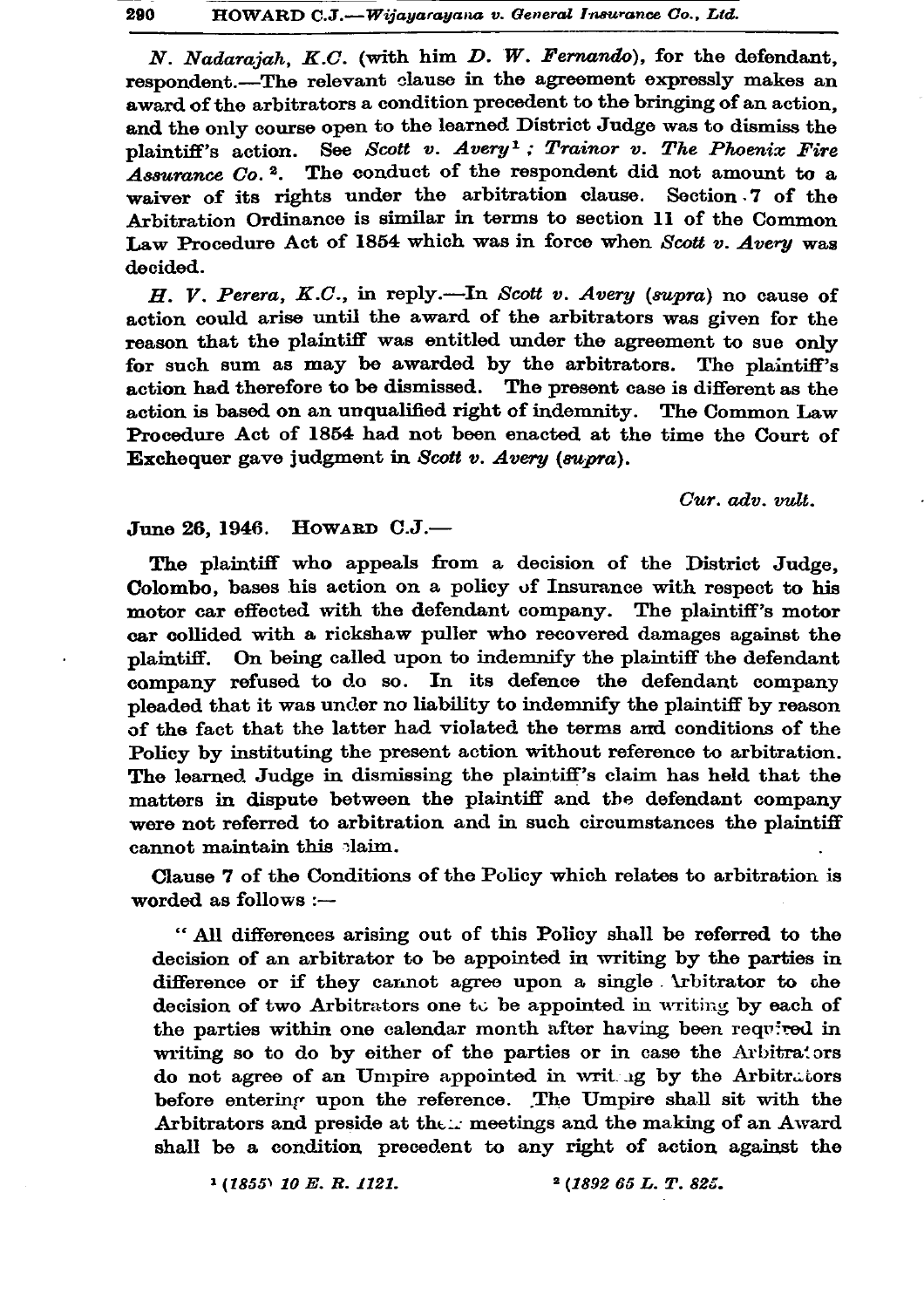*N. Nadarajah, K.C.* (with him *D. W. Fernando*), for the defendant, respondent.—The relevant clause in the agreement expressly makes an award of the arbitrators a condition precedent to the bringing of an action, and the only course open to the learned District Judge was to dismiss the plaintiff's action. See *Scott v. Avery*[1]; *Trainor v. The Phoenix Fire Assurance Co.*[2]. The conduct of the respondent did not amount to a waiver of its rights under the arbitration clause. Section 7 of the Arbitration Ordinance is similar in terms to section 11 of the Common Law Procedure Act of 1854 which was in force when *Scott v. Avery* was decided.

*H. V. Perera, K.C.*, in reply.—In *Scott v. Avery (supra)* no cause of action could arise until the award of the arbitrators was given for the reason that the plaintiff was entitled under the agreement to sue only for such sum as may be awarded by the arbitrators. The plaintiff's action had therefore to be dismissed. The present case is different as the action is based on an unqualified right of indemnity. The Common Law Procedure Act of 1854 had not been enacted at the time the Court of Exchequer gave judgment in *Scott v. Avery (supra)*.

*Cur. adv. vult.*

June 26, 1946. HOWARD C.J.—

The plaintiff who appeals from a decision of the District Judge, Colombo, bases his action on a policy of Insurance with respect to his motor car effected with the defendant company. The plaintiff's motor car collided with a rickshaw puller who recovered damages against the plaintiff. On being called upon to indemnify the plaintiff the defendant company refused to do so. In its defence the defendant company pleaded that it was under no liability to indemnify the plaintiff by reason of the fact that the latter had violated the terms and conditions of the Policy by instituting the present action without reference to arbitration. The learned Judge in dismissing the plaintiff's claim has held that the matters in dispute between the plaintiff and the defendant company were not referred to arbitration and in such circumstances the plaintiff cannot maintain this claim.

Clause 7 of the Conditions of the Policy which relates to arbitration is worded as follows :—

"All differences arising out of this Policy shall be referred to the decision of an arbitrator to be appointed in writing by the parties in difference or if they cannot agree upon a single Arbitrator to the decision of two Arbitrators one to be appointed in writing by each of the parties within one calendar month after having been required in writing so to do by either of the parties or in case the Arbitrators do not agree of an Umpire appointed in writing by the Arbitrators before entering upon the reference. The Umpire shall sit with the Arbitrators and preside at their meetings and the making of an Award shall be a condition precedent to any right of action against the

[1] (1855) 10 E. R. 1121. [2] (1892 65 L. T. 825.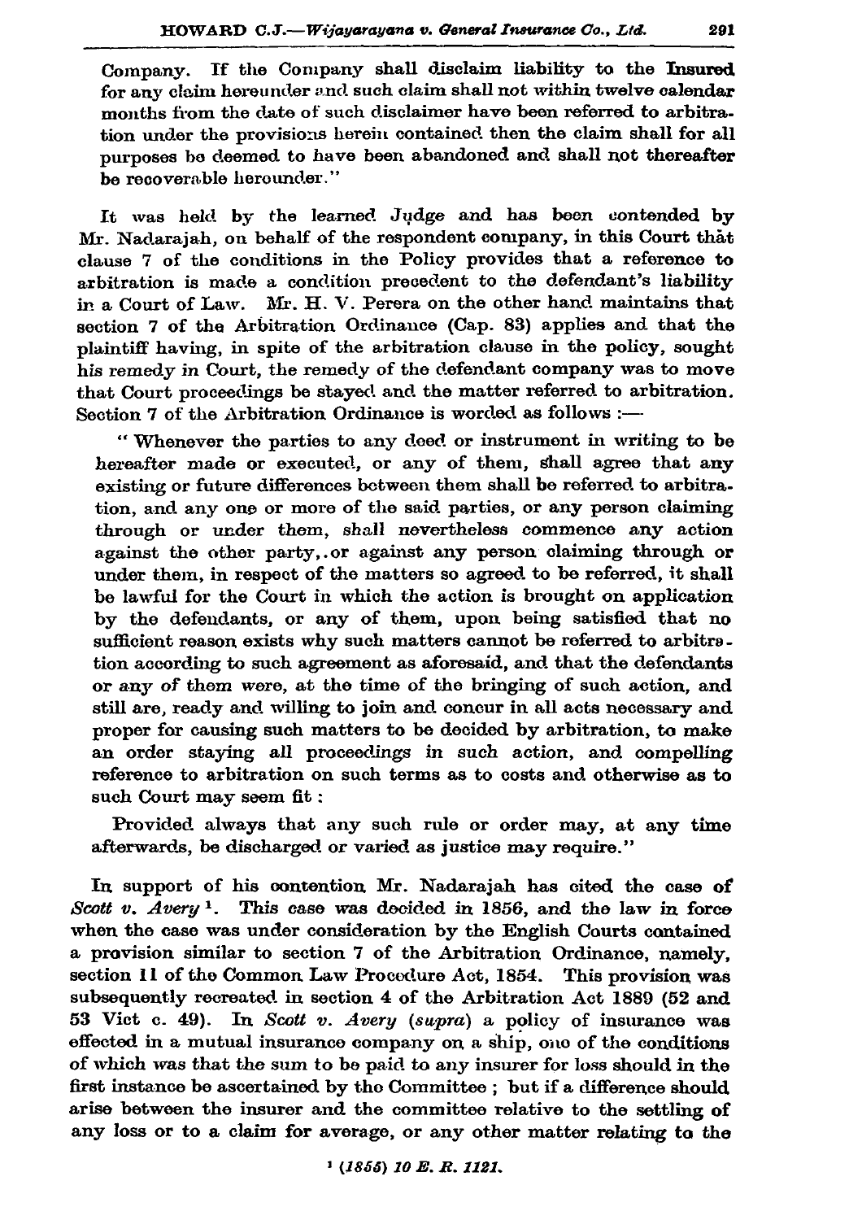Company. If the Company shall disclaim liability to the Insured for any claim hereunder and such claim shall not within twelve calendar months from the date of such disclaimer have been referred to arbitration under the provisions herein contained then the claim shall for all purposes be deemed to have been abandoned and shall not thereafter be recoverable hereunder."

It was held by the learned Judge and has been contended by Mr. Nadarajah, on behalf of the respondent company, in this Court that clause 7 of the conditions in the Policy provides that a reference to arbitration is made a condition precedent to the defendant's liability in a Court of Law. Mr. H. V. Perera on the other hand maintains that section 7 of the Arbitration Ordinance (Cap. 83) applies and that the plaintiff having, in spite of the arbitration clause in the policy, sought his remedy in Court, the remedy of the defendant company was to move that Court proceedings be stayed and the matter referred to arbitration. Section 7 of the Arbitration Ordinance is worded as follows :—

> " Whenever the parties to any deed or instrument in writing to be hereafter made or executed, or any of them, shall agree that any existing or future differences between them shall be referred to arbitration, and any one or more of the said parties, or any person claiming through or under them, shall nevertheless commence any action against the other party, or against any person claiming through or under them, in respect of the matters so agreed to be referred, it shall be lawful for the Court in which the action is brought on application by the defendants, or any of them, upon being satisfied that no sufficient reason exists why such matters cannot be referred to arbitration according to such agreement as aforesaid, and that the defendants or any of them were, at the time of the bringing of such action, and still are, ready and willing to join and concur in all acts necessary and proper for causing such matters to be decided by arbitration, to make an order staying all proceedings in such action, and compelling reference to arbitration on such terms as to costs and otherwise as to such Court may seem fit :
>
> Provided always that any such rule or order may, at any time afterwards, be discharged or varied as justice may require."

In support of his contention Mr. Nadarajah has cited the case of *Scott v. Avery* [1]. This case was decided in 1856, and the law in force when the case was under consideration by the English Courts contained a provision similar to section 7 of the Arbitration Ordinance, namely, section 11 of the Common Law Procedure Act, 1854. This provision was subsequently recreated in section 4 of the Arbitration Act 1889 (52 and 53 Vict c. 49). In *Scott v. Avery* (*supra*) a policy of insurance was effected in a mutual insurance company on a ship, one of the conditions of which was that the sum to be paid to any insurer for loss should in the first instance be ascertained by the Committee ; but if a difference should arise between the insurer and the committee relative to the settling of any loss or to a claim for average, or any other matter relating to the

[1] *(1856) 10 E. R. 1121.*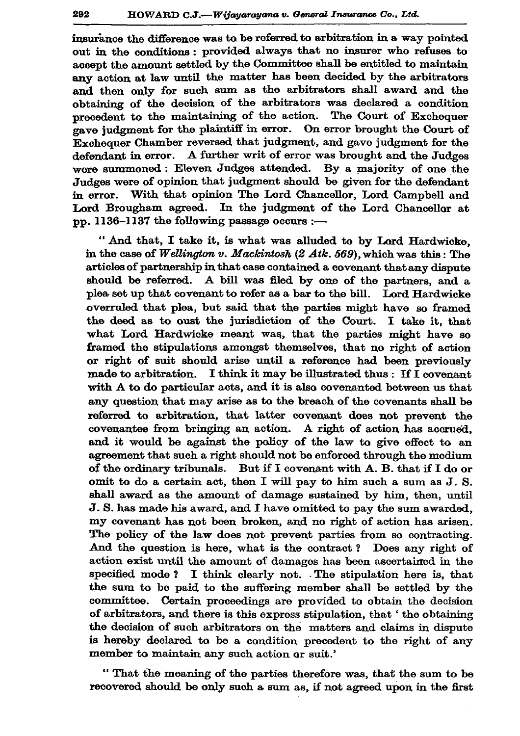insurance the difference was to be referred to arbitration in a way pointed out in the conditions: provided always that no insurer who refuses to accept the amount settled by the Committee shall be entitled to maintain any action at law until the matter has been decided by the arbitrators and then only for such sum as the arbitrators shall award and the obtaining of the decision of the arbitrators was declared a condition precedent to the maintaining of the action. The Court of Exchequer gave judgment for the plaintiff in error. On error brought the Court of Exchequer Chamber reversed that judgment, and gave judgment for the defendant in error. A further writ of error was brought and the Judges were summoned: Eleven Judges attended. By a majority of one the Judges were of opinion that judgment should be given for the defendant in error. With that opinion The Lord Chancellor, Lord Campbell and Lord Brougham agreed. In the judgment of the Lord Chancellor at pp. 1136–1137 the following passage occurs :—

> " And that, I take it, is what was alluded to by Lord Hardwicke, in the case of *Wellington v. Mackintosh (2 Atk. 569)*, which was this: The articles of partnership in that case contained a covenant that any dispute should be referred. A bill was filed by one of the partners, and a plea set up that covenant to refer as a bar to the bill. Lord Hardwicke overruled that plea, but said that the parties might have so framed the deed as to oust the jurisdiction of the Court. I take it, that what Lord Hardwicke meant was, that the parties might have so framed the stipulations amongst themselves, that no right of action or right of suit should arise until a reference had been previously made to arbitration. I think it may be illustrated thus: If I covenant with A to do particular acts, and it is also covenanted between us that any question that may arise as to the breach of the covenants shall be referred to arbitration, that latter covenant does not prevent the covenantee from bringing an action. A right of action has accrued, and it would be against the policy of the law to give effect to an agreement that such a right should not be enforced through the medium of the ordinary tribunals. But if I covenant with A. B. that if I do or omit to do a certain act, then I will pay to him such a sum as J. S. shall award as the amount of damage sustained by him, then, until J. S. has made his award, and I have omitted to pay the sum awarded, my covenant has not been broken, and no right of action has arisen. The policy of the law does not prevent parties from so contracting. And the question is here, what is the contract? Does any right of action exist until the amount of damages has been ascertained in the specified mode? I think clearly not. The stipulation here is, that the sum to be paid to the suffering member shall be settled by the committee. Certain proceedings are provided to obtain the decision of arbitrators, and there is this express stipulation, that ' the obtaining the decision of such arbitrators on the matters and claims in dispute is hereby declared to be a condition precedent to the right of any member to maintain any such action or suit.'
>
> " That the meaning of the parties therefore was, that the sum to be recovered should be only such a sum as, if not agreed upon in the first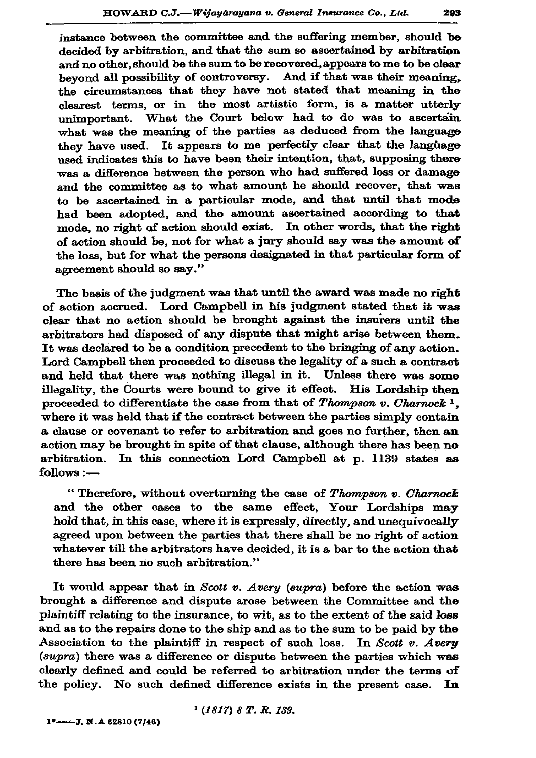instance between the committee and the suffering member, should be decided by arbitration, and that the sum so ascertained by arbitration and no other, should be the sum to be recovered, appears to me to be clear beyond all possibility of controversy. And if that was their meaning, the circumstances that they have not stated that meaning in the clearest terms, or in the most artistic form, is a matter utterly unimportant. What the Court below had to do was to ascertain what was the meaning of the parties as deduced from the language they have used. It appears to me perfectly clear that the language used indicates this to have been their intention, that, supposing there was a difference between the person who had suffered loss or damage and the committee as to what amount he should recover, that was to be ascertained in a particular mode, and that until that mode had been adopted, and the amount ascertained according to that mode, no right of action should exist. In other words, that the right of action should be, not for what a jury should say was the amount of the loss, but for what the persons designated in that particular form of agreement should so say."

The basis of the judgment was that until the award was made no right of action accrued. Lord Campbell in his judgment stated that it was clear that no action should be brought against the insurers until the arbitrators had disposed of any dispute that might arise between them. It was declared to be a condition precedent to the bringing of any action. Lord Campbell then proceeded to discuss the legality of a such a contract and held that there was nothing illegal in it. Unless there was some illegality, the Courts were bound to give it effect. His Lordship then proceeded to differentiate the case from that of *Thompson v. Charnock* [1], where it was held that if the contract between the parties simply contain a clause or covenant to refer to arbitration and goes no further, then an action may be brought in spite of that clause, although there has been no arbitration. In this connection Lord Campbell at p. 1139 states as follows :—

> " Therefore, without overturning the case of *Thompson v. Charnock* and the other cases to the same effect, Your Lordships may hold that, in this case, where it is expressly, directly, and unequivocally agreed upon between the parties that there shall be no right of action whatever till the arbitrators have decided, it is a bar to the action that there has been no such arbitration."

It would appear that in *Scott v. Avery* (*supra*) before the action was brought a difference and dispute arose between the Committee and the plaintiff relating to the insurance, to wit, as to the extent of the said loss and as to the repairs done to the ship and as to the sum to be paid by the Association to the plaintiff in respect of such loss. In *Scott v. Avery* (*supra*) there was a difference or dispute between the parties which was clearly defined and could be referred to arbitration under the terms of the policy. No such defined difference exists in the present case. In

[1] *(1817) 8 T. R. 139.*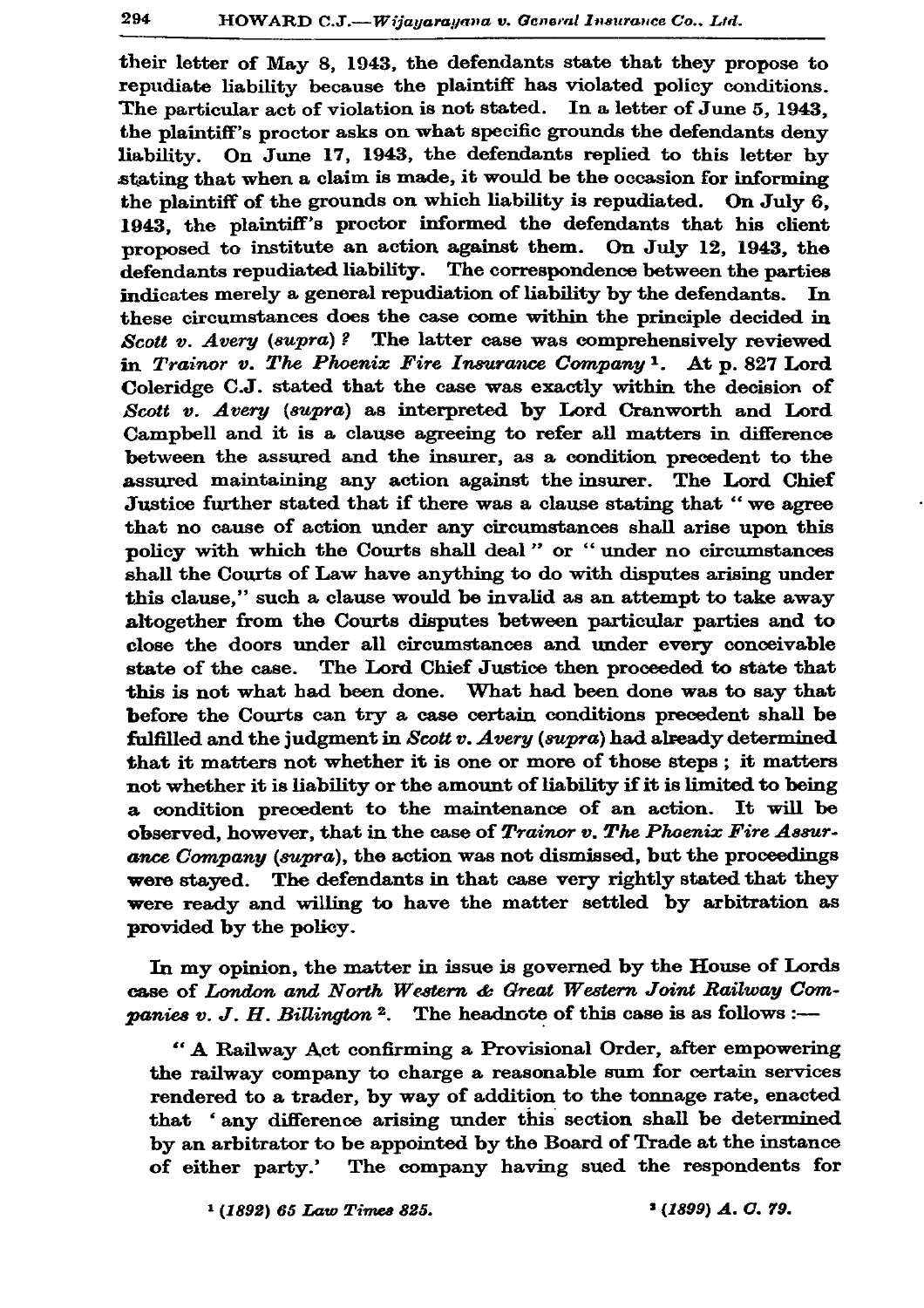their letter of May 8, 1943, the defendants state that they propose to repudiate liability because the plaintiff has violated policy conditions. The particular act of violation is not stated. In a letter of June 5, 1943, the plaintiff's proctor asks on what specific grounds the defendants deny liability. On June 17, 1943, the defendants replied to this letter by stating that when a claim is made, it would be the occasion for informing the plaintiff of the grounds on which liability is repudiated. On July 6, 1943, the plaintiff's proctor informed the defendants that his client proposed to institute an action against them. On July 12, 1943, the defendants repudiated liability. The correspondence between the parties indicates merely a general repudiation of liability by the defendants. In these circumstances does the case come within the principle decided in *Scott v. Avery (supra)*? The latter case was comprehensively reviewed in *Trainor v. The Phoenix Fire Insurance Company*[1]. At p. 827 Lord Coleridge C.J. stated that the case was exactly within the decision of *Scott v. Avery (supra)* as interpreted by Lord Cranworth and Lord Campbell and it is a clause agreeing to refer all matters in difference between the assured and the insurer, as a condition precedent to the assured maintaining any action against the insurer. The Lord Chief Justice further stated that if there was a clause stating that "we agree that no cause of action under any circumstances shall arise upon this policy with which the Courts shall deal" or "under no circumstances shall the Courts of Law have anything to do with disputes arising under this clause," such a clause would be invalid as an attempt to take away altogether from the Courts disputes between particular parties and to close the doors under all circumstances and under every conceivable state of the case. The Lord Chief Justice then proceeded to state that this is not what had been done. What had been done was to say that before the Courts can try a case certain conditions precedent shall be fulfilled and the judgment in *Scott v. Avery (supra)* had already determined that it matters not whether it is one or more of those steps; it matters not whether it is liability or the amount of liability if it is limited to being a condition precedent to the maintenance of an action. It will be observed, however, that in the case of *Trainor v. The Phoenix Fire Assurance Company (supra)*, the action was not dismissed, but the proceedings were stayed. The defendants in that case very rightly stated that they were ready and willing to have the matter settled by arbitration as provided by the policy.

In my opinion, the matter in issue is governed by the House of Lords case of *London and North Western & Great Western Joint Railway Companies v. J. H. Billington*[2]. The headnote of this case is as follows :—

"A Railway Act confirming a Provisional Order, after empowering the railway company to charge a reasonable sum for certain services rendered to a trader, by way of addition to the tonnage rate, enacted that 'any difference arising under this section shall be determined by an arbitrator to be appointed by the Board of Trade at the instance of either party.' The company having sued the respondents for

[1] *(1892) 65 Law Times 825.*

[2] *(1899) A. C. 79.*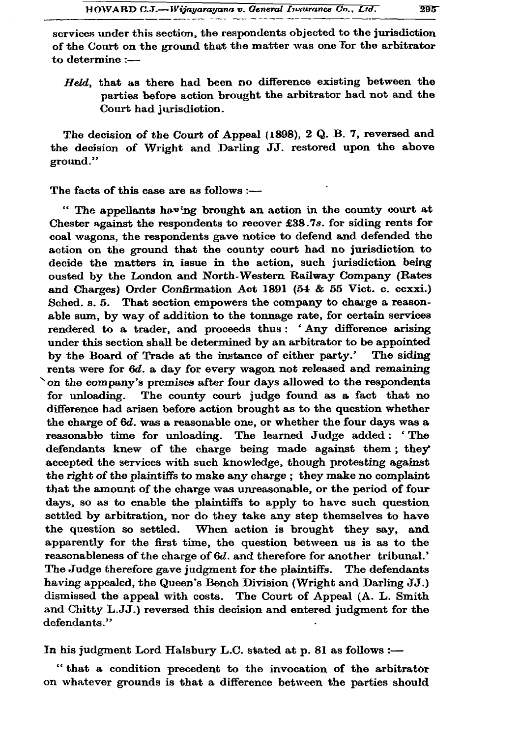services under this section, the respondents objected to the jurisdiction of the Court on the ground that the matter was one for the arbitrator to determine :—

> *Held*, that as there had been no difference existing between the parties before action brought the arbitrator had not and the Court had jurisdiction.

The decision of the Court of Appeal (1898), 2 Q. B. 7, reversed and the decision of Wright and Darling JJ. restored upon the above ground."

The facts of this case are as follows :—

" The appellants having brought an action in the county court at Chester against the respondents to recover £38.7*s*. for siding rents for coal wagons, the respondents gave notice to defend and defended the action on the ground that the county court had no jurisdiction to decide the matters in issue in the action, such jurisdiction being ousted by the London and North-Western Railway Company (Rates and Charges) Order Confirmation Act 1891 (54 & 55 Vict. c. ccxxi.) Sched. s. 5. That section empowers the company to charge a reasonable sum, by way of addition to the tonnage rate, for certain services rendered to a trader, and proceeds thus : 'Any difference arising under this section shall be determined by an arbitrator to be appointed by the Board of Trade at the instance of either party.' The siding rents were for 6*d*. a day for every wagon not released and remaining on the company's premises after four days allowed to the respondents for unloading. The county court judge found as a fact that no difference had arisen before action brought as to the question whether the charge of 6*d*. was a reasonable one, or whether the four days was a reasonable time for unloading. The learned Judge added : 'The defendants knew of the charge being made against them ; they accepted the services with such knowledge, though protesting against the right of the plaintiffs to make any charge ; they make no complaint that the amount of the charge was unreasonable, or the period of four days, so as to enable the plaintiffs to apply to have such question settled by arbitration, nor do they take any step themselves to have the question so settled. When action is brought they say, and apparently for the first time, the question between us is as to the reasonableness of the charge of 6*d*. and therefore for another tribunal.' The Judge therefore gave judgment for the plaintiffs. The defendants having appealed, the Queen's Bench Division (Wright and Darling JJ.) dismissed the appeal with costs. The Court of Appeal (A. L. Smith and Chitty L.JJ.) reversed this decision and entered judgment for the defendants."

In his judgment Lord Halsbury L.C. stated at p. 81 as follows :—

" that a condition precedent to the invocation of the arbitrator on whatever grounds is that a difference between the parties should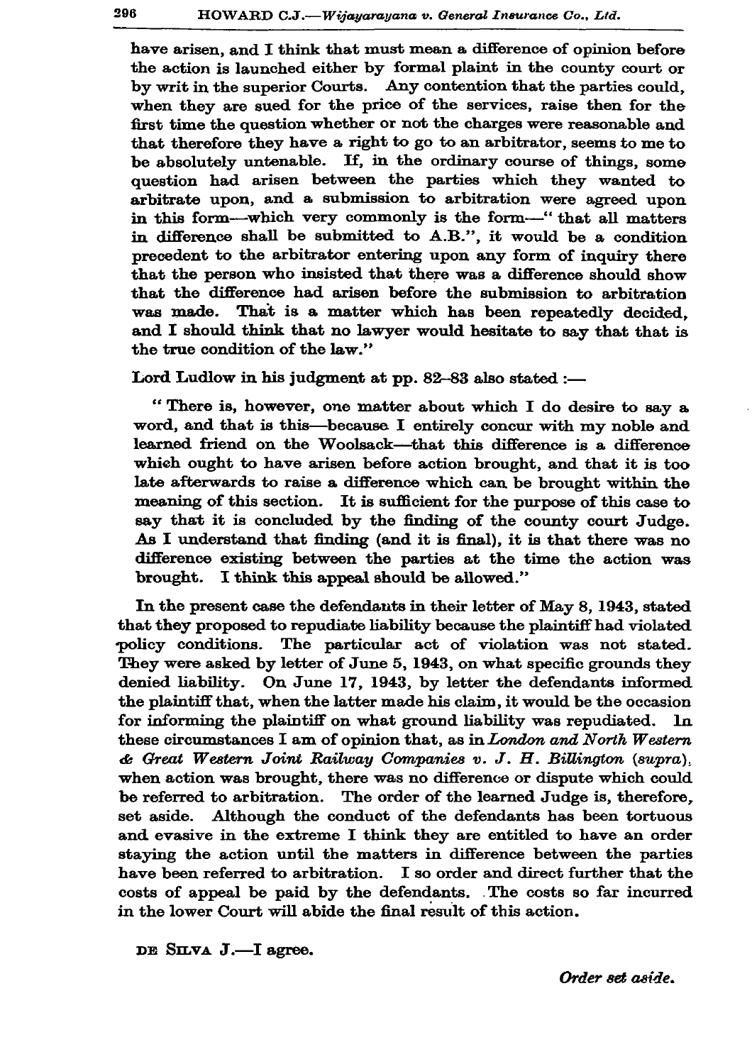have arisen, and I think that must mean a difference of opinion before the action is launched either by formal plaint in the county court or by writ in the superior Courts. Any contention that the parties could, when they are sued for the price of the services, raise then for the first time the question whether or not the charges were reasonable and that therefore they have a right to go to an arbitrator, seems to me to be absolutely untenable. If, in the ordinary course of things, some question had arisen between the parties which they wanted to arbitrate upon, and a submission to arbitration were agreed upon in this form—which very commonly is the form—" that all matters in difference shall be submitted to A.B.", it would be a condition precedent to the arbitrator entering upon any form of inquiry there that the person who insisted that there was a difference should show that the difference had arisen before the submission to arbitration was made. That is a matter which has been repeatedly decided, and I should think that no lawyer would hesitate to say that that is the true condition of the law."

Lord Ludlow in his judgment at pp. 82–83 also stated :—

> " There is, however, one matter about which I do desire to say a word, and that is this—because I entirely concur with my noble and learned friend on the Woolsack—that this difference is a difference which ought to have arisen before action brought, and that it is too late afterwards to raise a difference which can be brought within the meaning of this section. It is sufficient for the purpose of this case to say that it is concluded by the finding of the county court Judge. As I understand that finding (and it is final), it is that there was no difference existing between the parties at the time the action was brought. I think this appeal should be allowed."

In the present case the defendants in their letter of May 8, 1943, stated that they proposed to repudiate liability because the plaintiff had violated policy conditions. The particular act of violation was not stated. They were asked by letter of June 5, 1943, on what specific grounds they denied liability. On June 17, 1943, by letter the defendants informed the plaintiff that, when the latter made his claim, it would be the occasion for informing the plaintiff on what ground liability was repudiated. In these circumstances I am of opinion that, as in *London and North Western & Great Western Joint Railway Companies v. J. H. Billington (supra)*, when action was brought, there was no difference or dispute which could be referred to arbitration. The order of the learned Judge is, therefore, set aside. Although the conduct of the defendants has been tortuous and evasive in the extreme I think they are entitled to have an order staying the action until the matters in difference between the parties have been referred to arbitration. I so order and direct further that the costs of appeal be paid by the defendants. The costs so far incurred in the lower Court will abide the final result of this action.

DE SILVA J.—I agree.

*Order set aside.*